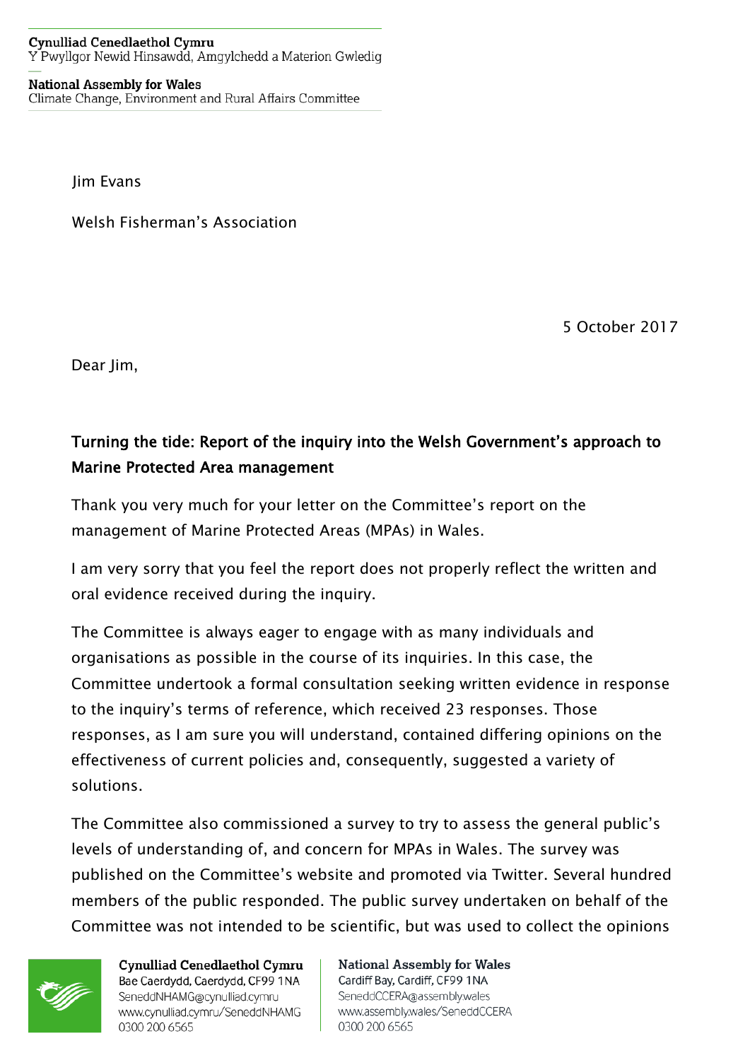**Cynulliad Cenedlaethol Cymru**
Y Pwyllgor Newid Hinsawdd, Amgylchedd a Materion Gwledig

**National Assembly for Wales**
Climate Change, Environment and Rural Affairs Committee

Jim Evans

Welsh Fisherman's Association

5 October 2017

Dear Jim,

**Turning the tide: Report of the inquiry into the Welsh Government's approach to Marine Protected Area management**

Thank you very much for your letter on the Committee's report on the management of Marine Protected Areas (MPAs) in Wales.

I am very sorry that you feel the report does not properly reflect the written and oral evidence received during the inquiry.

The Committee is always eager to engage with as many individuals and organisations as possible in the course of its inquiries. In this case, the Committee undertook a formal consultation seeking written evidence in response to the inquiry's terms of reference, which received 23 responses. Those responses, as I am sure you will understand, contained differing opinions on the effectiveness of current policies and, consequently, suggested a variety of solutions.

The Committee also commissioned a survey to try to assess the general public's levels of understanding of, and concern for MPAs in Wales. The survey was published on the Committee's website and promoted via Twitter. Several hundred members of the public responded. The public survey undertaken on behalf of the Committee was not intended to be scientific, but was used to collect the opinions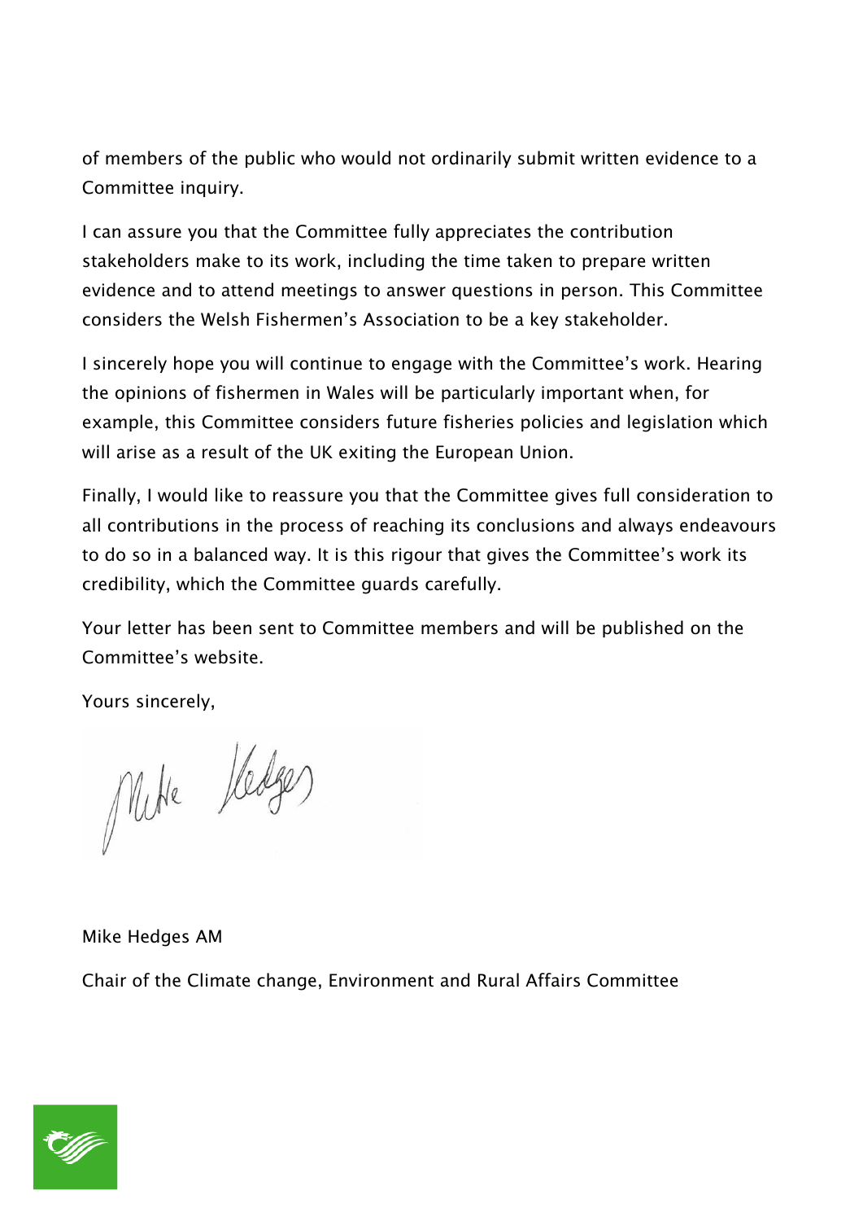of members of the public who would not ordinarily submit written evidence to a Committee inquiry.

I can assure you that the Committee fully appreciates the contribution stakeholders make to its work, including the time taken to prepare written evidence and to attend meetings to answer questions in person. This Committee considers the Welsh Fishermen's Association to be a key stakeholder.

I sincerely hope you will continue to engage with the Committee's work. Hearing the opinions of fishermen in Wales will be particularly important when, for example, this Committee considers future fisheries policies and legislation which will arise as a result of the UK exiting the European Union.

Finally, I would like to reassure you that the Committee gives full consideration to all contributions in the process of reaching its conclusions and always endeavours to do so in a balanced way. It is this rigour that gives the Committee's work its credibility, which the Committee guards carefully.

Your letter has been sent to Committee members and will be published on the Committee's website.

Yours sincerely,

Mike Hedges AM

Chair of the Climate change, Environment and Rural Affairs Committee